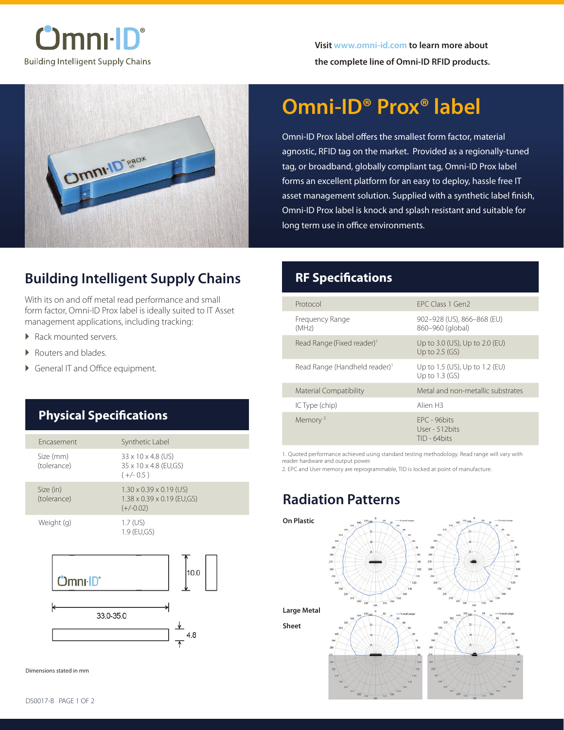Visit www.omni-id.com to learn more about the complete line of Omni-ID RFID products.

# Omni-ID® Prox® label

Omni-ID Prox label offers the smallest form factor, material agnostic, RFID tag on the market. Provided as a regionally-tuned tag, or broadband, globally compliant tag, Omni-ID Prox label forms an excellent platform for an easy to deploy, hassle free IT asset management solution. Supplied with a synthetic label finish, Omni-ID Prox label is knock and splash resistant and suitable for long term use in office environments.

## Building Intelligent Supply Chains

With its on and off metal read performance and small form factor, Omni-ID Prox label is ideally suited to IT Asset management applications, including tracking:

- Rack mounted servers.
- Routers and blades.
- General IT and Office equipment.

## Physical Specifications

| | |
|---|---|
| Encasement | Synthetic Label |
| Size (mm) (tolerance) | 33 x 10 x 4.8 (US)<br>35 x 10 x 4.8 (EU,GS)<br>( +/- 0.5 ) |
| Size (in) (tolerance) | 1.30 x 0.39 x 0.19 (US)<br>1.38 x 0.39 x 0.19 (EU,GS)<br>(+/-0.02) |
| Weight (g) | 1.7 (US)<br>1.9 (EU,GS) |

10.0

33.0-35.0

4.8

Dimensions stated in mm

## RF Specifications

| | |
|---|---|
| Protocol | EPC Class 1 Gen2 |
| Frequency Range (MHz) | 902–928 (US), 866–868 (EU)<br>860–960 (global) |
| Read Range (Fixed reader)[1] | Up to 3.0 (US), Up to 2.0 (EU)<br>Up to 2.5 (GS) |
| Read Range (Handheld reader)[1] | Up to 1.5 (US), Up to 1.2 (EU)<br>Up to 1.3 (GS) |
| Material Compatibility | Metal and non-metallic substrates |
| IC Type (chip) | Alien H3 |
| Memory [2] | EPC - 96bits<br>User - 512bits<br>TID - 64bits |

1. Quoted performance achieved using standard testing methodology. Read range will vary with reader hardware and output power.
2. EPC and User memory are reprogrammable, TID is locked at point of manufacture.

## Radiation Patterns

On Plastic

Large Metal Sheet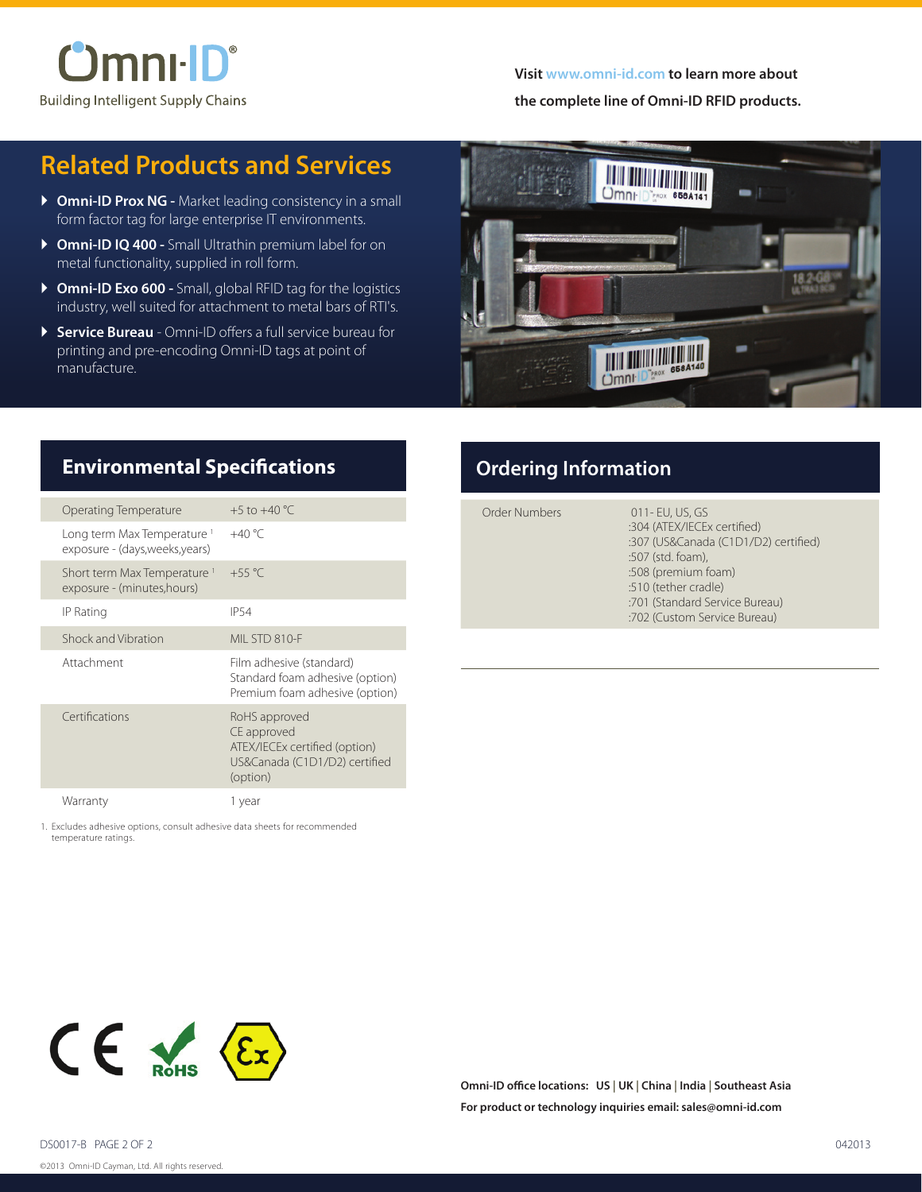Omni-ID®

Building Intelligent Supply Chains

**Visit www.omni-id.com to learn more about the complete line of Omni-ID RFID products.**

## Related Products and Services

- **Omni-ID Prox NG -** Market leading consistency in a small form factor tag for large enterprise IT environments.
- **Omni-ID IQ 400 -** Small Ultrathin premium label for on metal functionality, supplied in roll form.
- **Omni-ID Exo 600 -** Small, global RFID tag for the logistics industry, well suited for attachment to metal bars of RTI's.
- **Service Bureau** - Omni-ID offers a full service bureau for printing and pre-encoding Omni-ID tags at point of manufacture.

## Environmental Specifications

| | |
|---|---|
| Operating Temperature | +5 to +40 °C |
| Long term Max Temperature [1] exposure - (days,weeks,years) | +40 °C |
| Short term Max Temperature [1] exposure - (minutes,hours) | +55 °C |
| IP Rating | IP54 |
| Shock and Vibration | MIL STD 810-F |
| Attachment | Film adhesive (standard)<br>Standard foam adhesive (option)<br>Premium foam adhesive (option) |
| Certifications | RoHS approved<br>CE approved<br>ATEX/IECEx certified (option)<br>US&Canada (C1D1/D2) certified (option) |
| Warranty | 1 year |

1. Excludes adhesive options, consult adhesive data sheets for recommended temperature ratings.

## Ordering Information

| | |
|---|---|
| Order Numbers | 011- EU, US, GS<br>:304 (ATEX/IECEx certified)<br>:307 (US&Canada (C1D1/D2) certified)<br>:507 (std. foam),<br>:508 (premium foam)<br>:510 (tether cradle)<br>:701 (Standard Service Bureau)<br>:702 (Custom Service Bureau) |

**Omni-ID office locations: US | UK | China | India | Southeast Asia**

**For product or technology inquiries email: sales@omni-id.com**

DS0017-B

042013

©2013 Omni-ID Cayman, Ltd. All rights reserved.